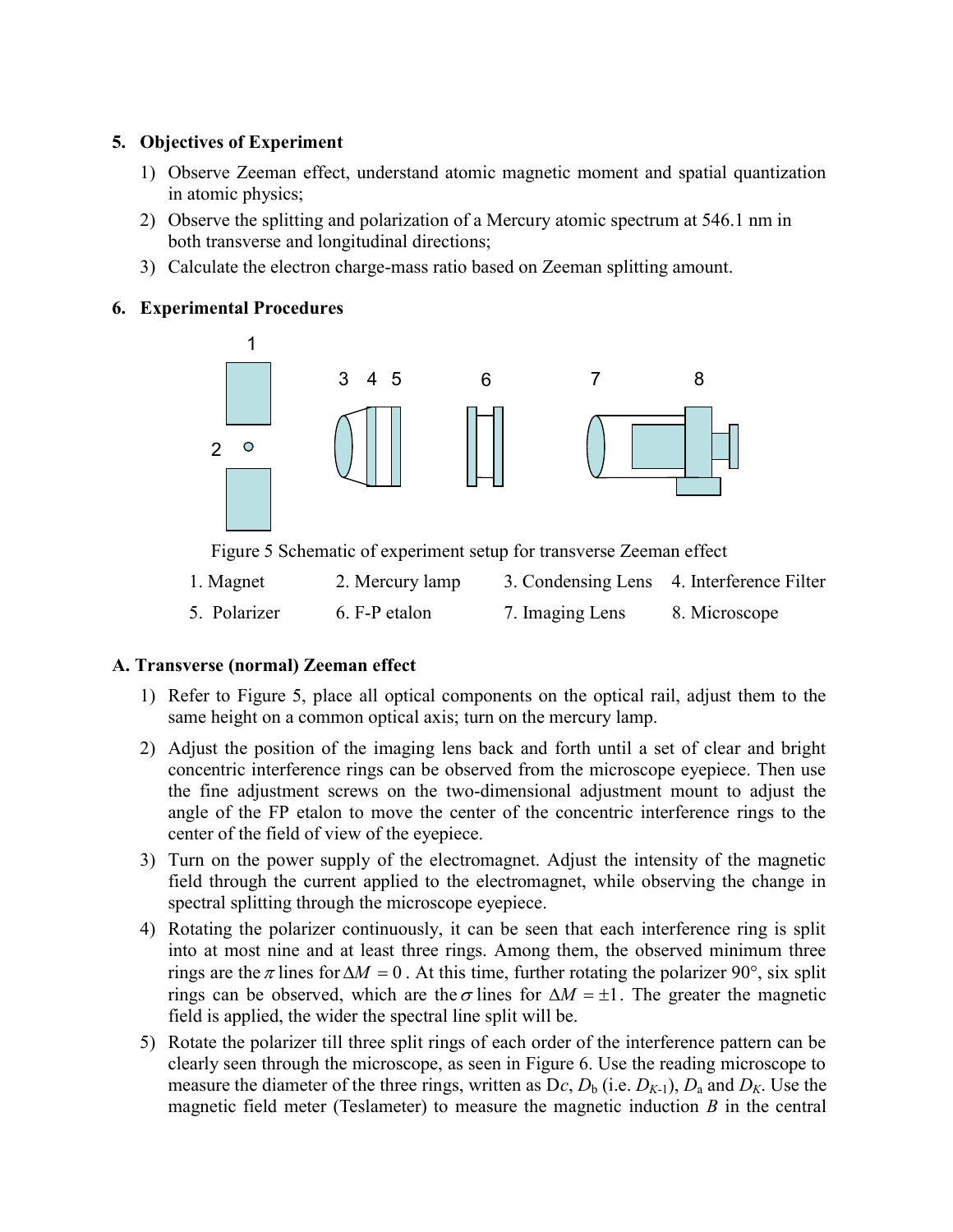## 5. Objectives of Experiment

1) Observe Zeeman effect, understand atomic magnetic moment and spatial quantization in atomic physics;
2) Observe the splitting and polarization of a Mercury atomic spectrum at 546.1 nm in both transverse and longitudinal directions;
3) Calculate the electron charge-mass ratio based on Zeeman splitting amount.

## 6. Experimental Procedures

Figure 5 Schematic of experiment setup for transverse Zeeman effect

| | | | |
|---|---|---|---|
| 1. Magnet | 2. Mercury lamp | 3. Condensing Lens | 4. Interference Filter |
| 5. Polarizer | 6. F-P etalon | 7. Imaging Lens | 8. Microscope |

### A. Transverse (normal) Zeeman effect

1) Refer to Figure 5, place all optical components on the optical rail, adjust them to the same height on a common optical axis; turn on the mercury lamp.
2) Adjust the position of the imaging lens back and forth until a set of clear and bright concentric interference rings can be observed from the microscope eyepiece. Then use the fine adjustment screws on the two-dimensional adjustment mount to adjust the angle of the FP etalon to move the center of the concentric interference rings to the center of the field of view of the eyepiece.
3) Turn on the power supply of the electromagnet. Adjust the intensity of the magnetic field through the current applied to the electromagnet, while observing the change in spectral splitting through the microscope eyepiece.
4) Rotating the polarizer continuously, it can be seen that each interference ring is split into at most nine and at least three rings. Among them, the observed minimum three rings are the $\pi$ lines for $\Delta M = 0$. At this time, further rotating the polarizer 90°, six split rings can be observed, which are the $\sigma$ lines for $\Delta M = \pm 1$. The greater the magnetic field is applied, the wider the spectral line split will be.
5) Rotate the polarizer till three split rings of each order of the interference pattern can be clearly seen through the microscope, as seen in Figure 6. Use the reading microscope to measure the diameter of the three rings, written as $D_c$, $D_b$ (i.e. $D_{K-1}$), $D_a$ and $D_K$. Use the magnetic field meter (Teslameter) to measure the magnetic induction $B$ in the central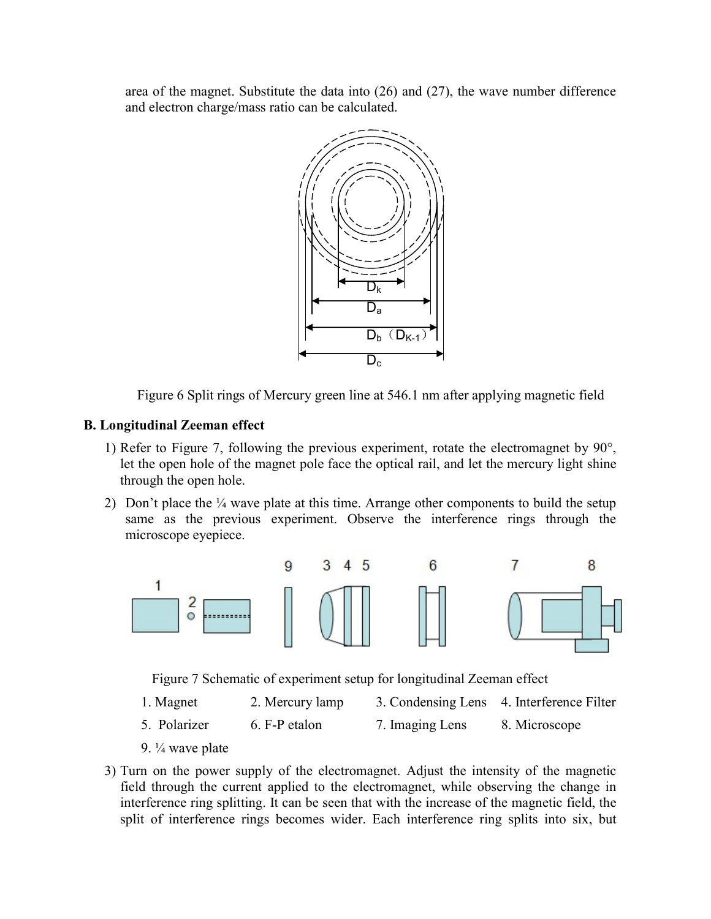area of the magnet. Substitute the data into (26) and (27), the wave number difference and electron charge/mass ratio can be calculated.

Figure 6 Split rings of Mercury green line at 546.1 nm after applying magnetic field

### B. Longitudinal Zeeman effect

1) Refer to Figure 7, following the previous experiment, rotate the electromagnet by 90°, let the open hole of the magnet pole face the optical rail, and let the mercury light shine through the open hole.
2) Don't place the ¼ wave plate at this time. Arrange other components to build the setup same as the previous experiment. Observe the interference rings through the microscope eyepiece.

Figure 7 Schematic of experiment setup for longitudinal Zeeman effect

| | | | |
|---|---|---|---|
| 1. Magnet | 2. Mercury lamp | 3. Condensing Lens | 4. Interference Filter |
| 5. Polarizer | 6. F-P etalon | 7. Imaging Lens | 8. Microscope |
| 9. ¼ wave plate | | | |

3) Turn on the power supply of the electromagnet. Adjust the intensity of the magnetic field through the current applied to the electromagnet, while observing the change in interference ring splitting. It can be seen that with the increase of the magnetic field, the split of interference rings becomes wider. Each interference ring splits into six, but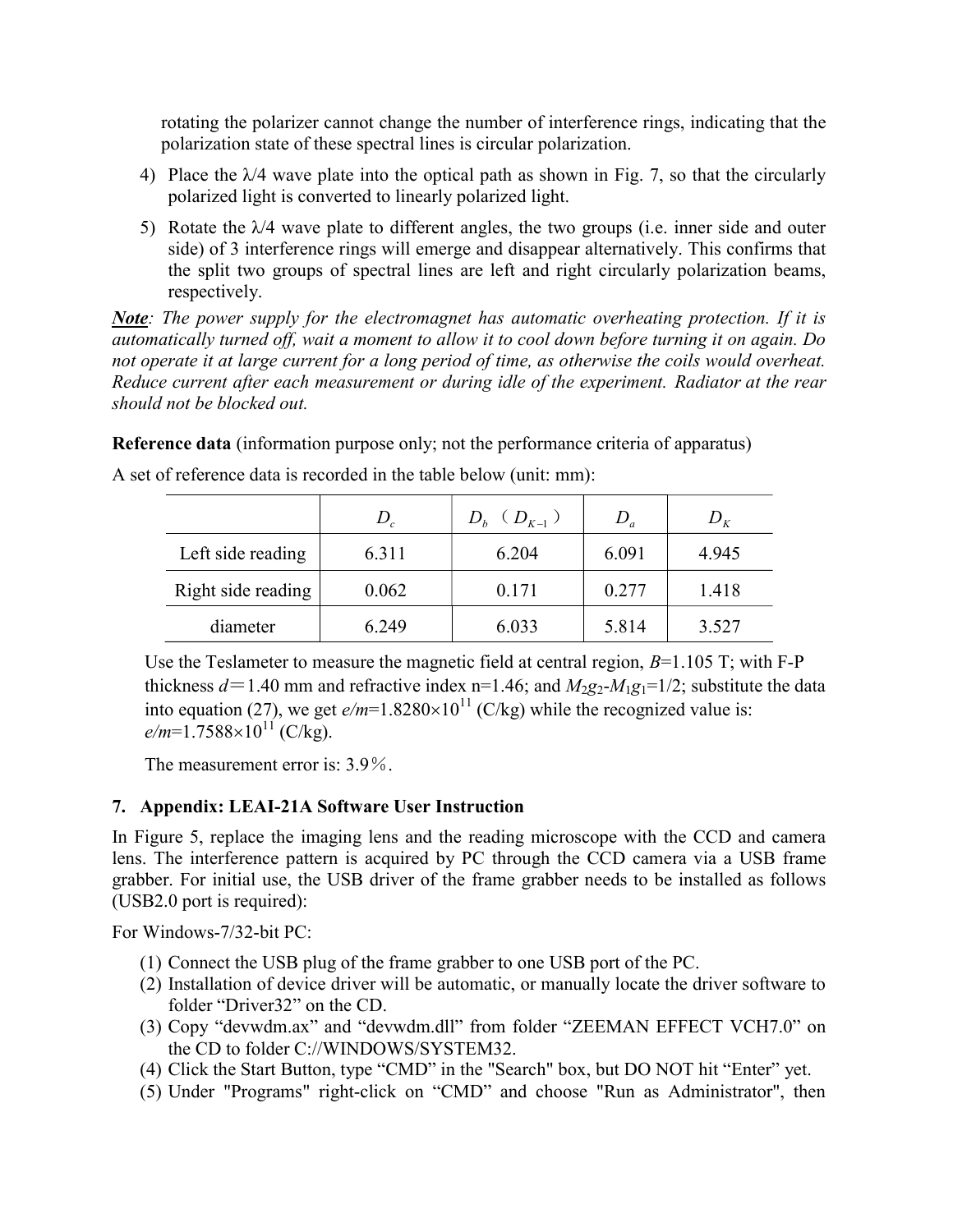rotating the polarizer cannot change the number of interference rings, indicating that the polarization state of these spectral lines is circular polarization.

4) Place the $\lambda/4$ wave plate into the optical path as shown in Fig. 7, so that the circularly polarized light is converted to linearly polarized light.
5) Rotate the $\lambda/4$ wave plate to different angles, the two groups (i.e. inner side and outer side) of 3 interference rings will emerge and disappear alternatively. This confirms that the split two groups of spectral lines are left and right circularly polarization beams, respectively.

***Note****: The power supply for the electromagnet has automatic overheating protection. If it is automatically turned off, wait a moment to allow it to cool down before turning it on again. Do not operate it at large current for a long period of time, as otherwise the coils would overheat. Reduce current after each measurement or during idle of the experiment. Radiator at the rear should not be blocked out.*

**Reference data** (information purpose only; not the performance criteria of apparatus)

A set of reference data is recorded in the table below (unit: mm):

| | $D_c$ | $D_b$ （$D_{K-1}$） | $D_a$ | $D_K$ |
|---|---|---|---|---|
| Left side reading | 6.311 | 6.204 | 6.091 | 4.945 |
| Right side reading | 0.062 | 0.171 | 0.277 | 1.418 |
| diameter | 6.249 | 6.033 | 5.814 | 3.527 |

Use the Teslameter to measure the magnetic field at central region, $B$=1.105 T; with F-P thickness $d$＝1.40 mm and refractive index n=1.46; and $M_2g_2$-$M_1g_1$=1/2; substitute the data into equation (27), we get $e/m$=1.8280×10$^{11}$ (C/kg) while the recognized value is: $e/m$=1.7588×10$^{11}$ (C/kg).

The measurement error is: 3.9％.

## 7. Appendix: LEAI-21A Software User Instruction

In Figure 5, replace the imaging lens and the reading microscope with the CCD and camera lens. The interference pattern is acquired by PC through the CCD camera via a USB frame grabber. For initial use, the USB driver of the frame grabber needs to be installed as follows (USB2.0 port is required):

For Windows-7/32-bit PC:

(1) Connect the USB plug of the frame grabber to one USB port of the PC.
(2) Installation of device driver will be automatic, or manually locate the driver software to folder “Driver32” on the CD.
(3) Copy “devwdm.ax” and “devwdm.dll” from folder “ZEEMAN EFFECT VCH7.0” on the CD to folder C://WINDOWS/SYSTEM32.
(4) Click the Start Button, type “CMD” in the "Search" box, but DO NOT hit “Enter” yet.
(5) Under "Programs" right-click on “CMD” and choose "Run as Administrator", then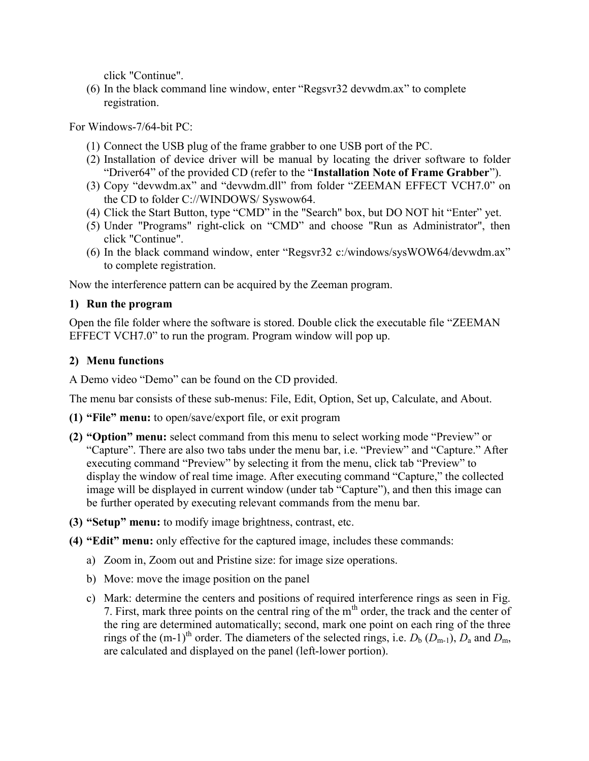click "Continue".

(6) In the black command line window, enter “Regsvr32 devwdm.ax” to complete registration.

For Windows-7/64-bit PC:

(1) Connect the USB plug of the frame grabber to one USB port of the PC.
(2) Installation of device driver will be manual by locating the driver software to folder “Driver64” of the provided CD (refer to the “**Installation Note of Frame Grabber**”).
(3) Copy “devwdm.ax” and “devwdm.dll” from folder “ZEEMAN EFFECT VCH7.0” on the CD to folder C://WINDOWS/ Syswow64.
(4) Click the Start Button, type “CMD” in the "Search" box, but DO NOT hit “Enter” yet.
(5) Under "Programs" right-click on “CMD” and choose "Run as Administrator", then click "Continue".
(6) In the black command window, enter “Regsvr32 c:/windows/sysWOW64/devwdm.ax” to complete registration.

Now the interference pattern can be acquired by the Zeeman program.

**1) Run the program**

Open the file folder where the software is stored. Double click the executable file “ZEEMAN EFFECT VCH7.0” to run the program. Program window will pop up.

**2) Menu functions**

A Demo video “Demo” can be found on the CD provided.

The menu bar consists of these sub-menus: File, Edit, Option, Set up, Calculate, and About.

**(1) “File” menu:** to open/save/export file, or exit program

**(2) “Option” menu:** select command from this menu to select working mode “Preview” or “Capture”. There are also two tabs under the menu bar, i.e. “Preview” and “Capture.” After executing command “Preview” by selecting it from the menu, click tab “Preview” to display the window of real time image. After executing command “Capture,” the collected image will be displayed in current window (under tab “Capture”), and then this image can be further operated by executing relevant commands from the menu bar.

**(3) “Setup” menu:** to modify image brightness, contrast, etc.

**(4) “Edit” menu:** only effective for the captured image, includes these commands:

a) Zoom in, Zoom out and Pristine size: for image size operations.

b) Move: move the image position on the panel

c) Mark: determine the centers and positions of required interference rings as seen in Fig. 7. First, mark three points on the central ring of the $m^{th}$ order, the track and the center of the ring are determined automatically; second, mark one point on each ring of the three rings of the $(m-1)^{th}$ order. The diameters of the selected rings, i.e. $D_b$ ($D_{m-1}$), $D_a$ and $D_m$, are calculated and displayed on the panel (left-lower portion).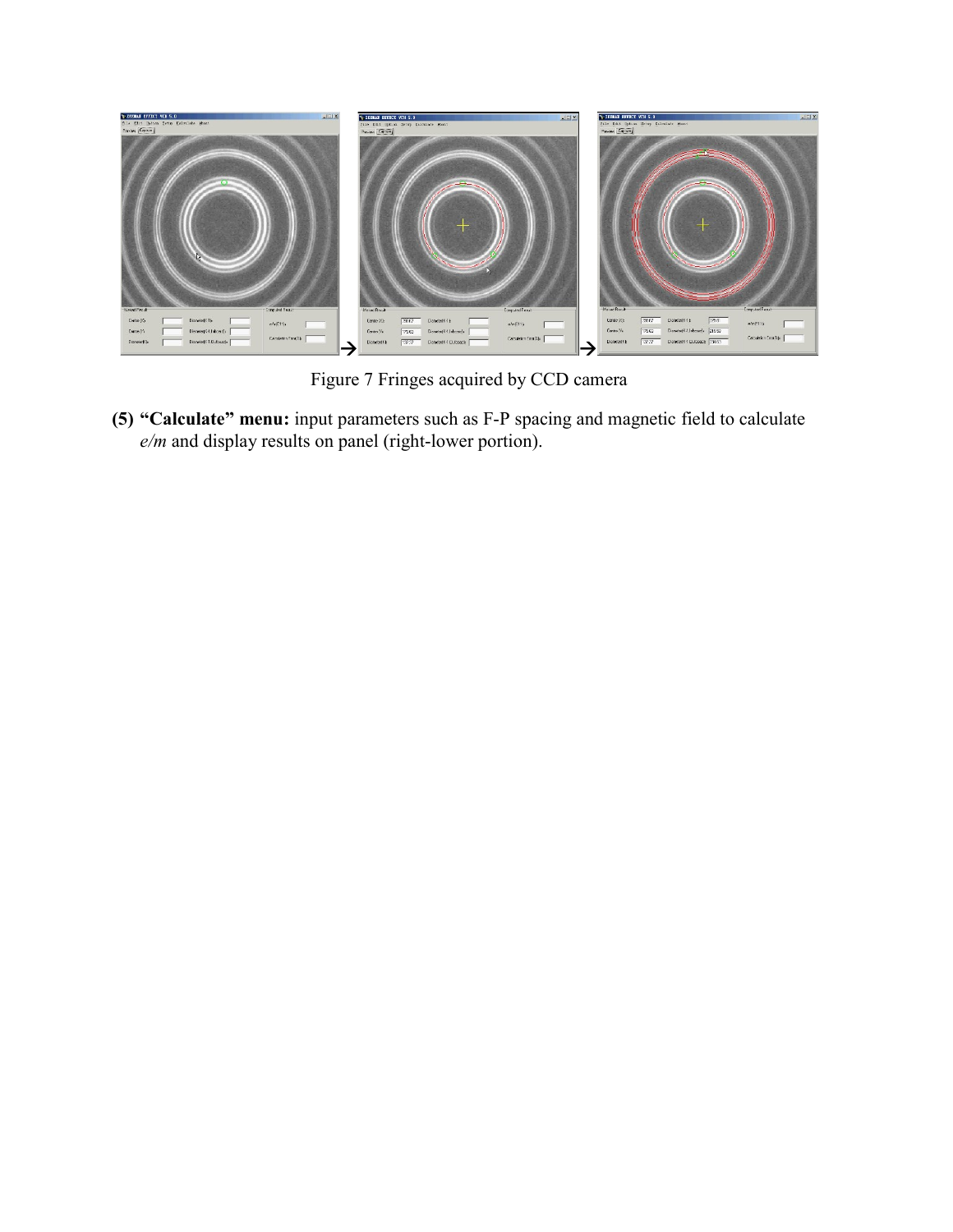Figure 7 Fringes acquired by CCD camera

**(5) “Calculate” menu:** input parameters such as F-P spacing and magnetic field to calculate *e/m* and display results on panel (right-lower portion).